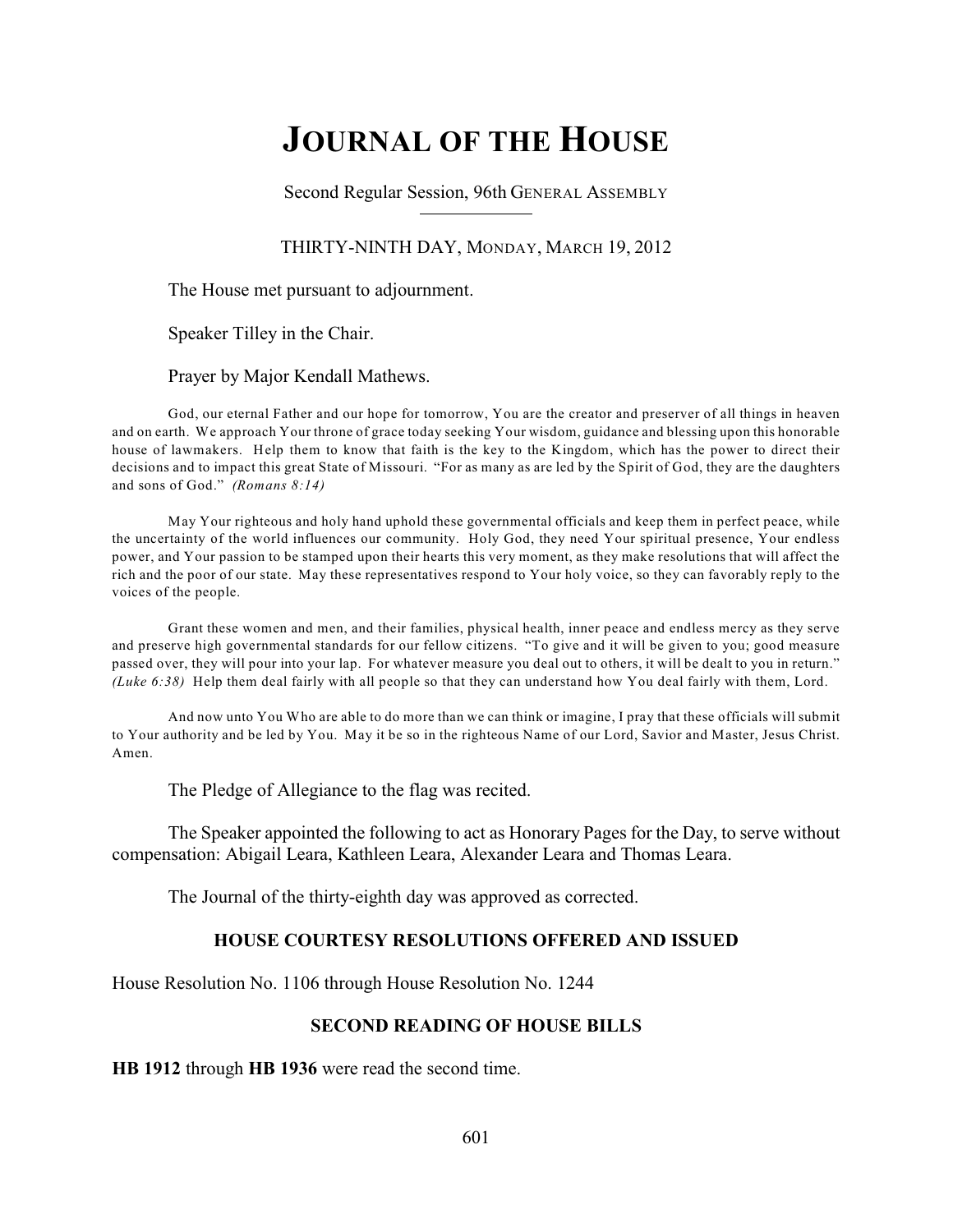# JOURNAL OF THE HOUSE

Second Regular Session, 96th GENERAL ASSEMBLY

THIRTY-NINTH DAY, MONDAY, MARCH 19, 2012

The House met pursuant to adjournment.

Speaker Tilley in the Chair.

Prayer by Major Kendall Mathews.

God, our eternal Father and our hope for tomorrow, You are the creator and preserver of all things in heaven and on earth. We approach Your throne of grace today seeking Your wisdom, guidance and blessing upon this honorable house of lawmakers. Help them to know that faith is the key to the Kingdom, which has the power to direct their decisions and to impact this great State of Missouri. "For as many as are led by the Spirit of God, they are the daughters and sons of God." *(Romans 8:14)*

May Your righteous and holy hand uphold these governmental officials and keep them in perfect peace, while the uncertainty of the world influences our community. Holy God, they need Your spiritual presence, Your endless power, and Your passion to be stamped upon their hearts this very moment, as they make resolutions that will affect the rich and the poor of our state. May these representatives respond to Your holy voice, so they can favorably reply to the voices of the people.

Grant these women and men, and their families, physical health, inner peace and endless mercy as they serve and preserve high governmental standards for our fellow citizens. "To give and it will be given to you; good measure passed over, they will pour into your lap. For whatever measure you deal out to others, it will be dealt to you in return." *(Luke 6:38)* Help them deal fairly with all people so that they can understand how You deal fairly with them, Lord.

And now unto You Who are able to do more than we can think or imagine, I pray that these officials will submit to Your authority and be led by You. May it be so in the righteous Name of our Lord, Savior and Master, Jesus Christ. Amen.

The Pledge of Allegiance to the flag was recited.

The Speaker appointed the following to act as Honorary Pages for the Day, to serve without compensation: Abigail Leara, Kathleen Leara, Alexander Leara and Thomas Leara.

The Journal of the thirty-eighth day was approved as corrected.

## HOUSE COURTESY RESOLUTIONS OFFERED AND ISSUED

House Resolution No. 1106 through House Resolution No. 1244

## SECOND READING OF HOUSE BILLS

**HB 1912** through **HB 1936** were read the second time.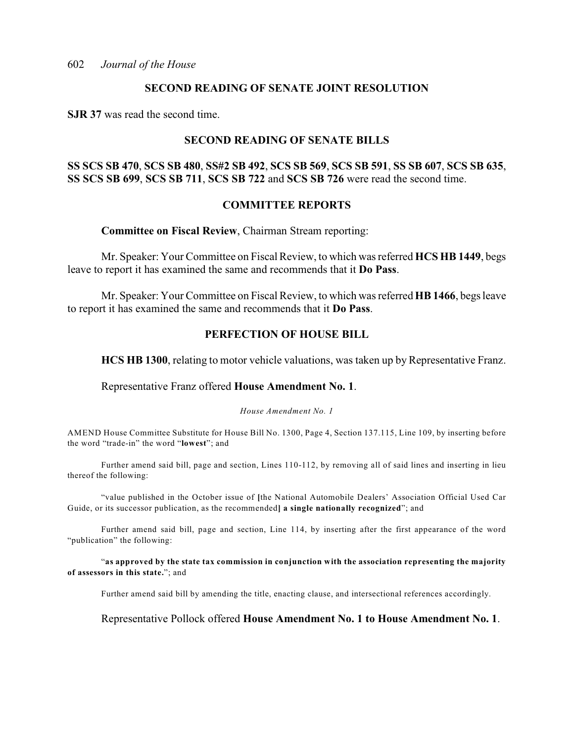## SECOND READING OF SENATE JOINT RESOLUTION

**SJR 37** was read the second time.

## SECOND READING OF SENATE BILLS

**SS SCS SB 470**, **SCS SB 480**, **SS#2 SB 492**, **SCS SB 569**, **SCS SB 591**, **SS SB 607**, **SCS SB 635**, **SS SCS SB 699**, **SCS SB 711**, **SCS SB 722** and **SCS SB 726** were read the second time.

## COMMITTEE REPORTS

**Committee on Fiscal Review**, Chairman Stream reporting:

Mr. Speaker: Your Committee on Fiscal Review, to which was referred **HCS HB 1449**, begs leave to report it has examined the same and recommends that it **Do Pass**.

Mr. Speaker: Your Committee on Fiscal Review, to which was referred **HB 1466**, begs leave to report it has examined the same and recommends that it **Do Pass**.

## PERFECTION OF HOUSE BILL

**HCS HB 1300**, relating to motor vehicle valuations, was taken up by Representative Franz.

Representative Franz offered **House Amendment No. 1**.

*House Amendment No. 1*

AMEND House Committee Substitute for House Bill No. 1300, Page 4, Section 137.115, Line 109, by inserting before the word "trade-in" the word "**lowest**"; and

Further amend said bill, page and section, Lines 110-112, by removing all of said lines and inserting in lieu thereof the following:

"value published in the October issue of **[**the National Automobile Dealers' Association Official Used Car Guide, or its successor publication, as the recommended**] a single nationally recognized**"; and

Further amend said bill, page and section, Line 114, by inserting after the first appearance of the word "publication" the following:

"**as approved by the state tax commission in conjunction with the association representing the majority of assessors in this state.**"; and

Further amend said bill by amending the title, enacting clause, and intersectional references accordingly.

Representative Pollock offered **House Amendment No. 1 to House Amendment No. 1**.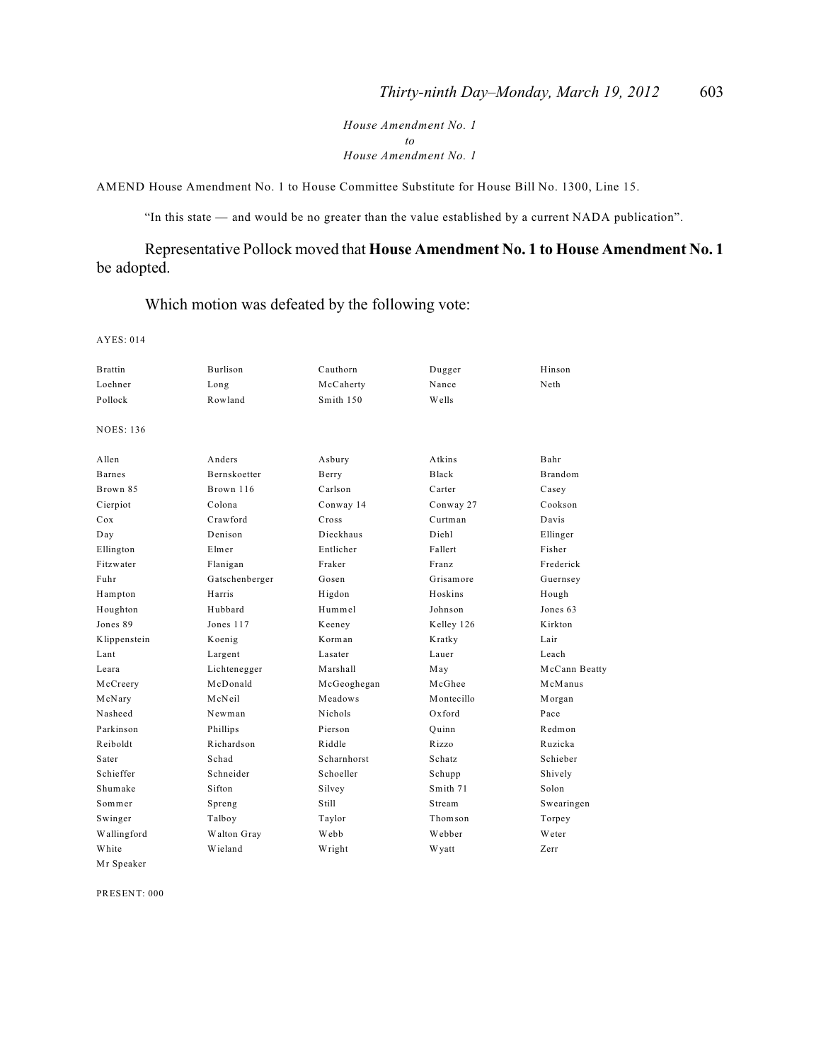*House Amendment No. 1*
*to*
*House Amendment No. 1*

AMEND House Amendment No. 1 to House Committee Substitute for House Bill No. 1300, Line 15.

"In this state — and would be no greater than the value established by a current NADA publication".

Representative Pollock moved that **House Amendment No. 1 to House Amendment No. 1** be adopted.

Which motion was defeated by the following vote:

AYES: 014

| | | | | |
|---|---|---|---|---|
| Brattin | Burlison | Cauthorn | Dugger | Hinson |
| Loehner | Long | McCaherty | Nance | Neth |
| Pollock | Rowland | Smith 150 | Wells | |

NOES: 136

| | | | | |
|---|---|---|---|---|
| Allen | Anders | Asbury | Atkins | Bahr |
| Barnes | Bernskoetter | Berry | Black | Brandom |
| Brown 85 | Brown 116 | Carlson | Carter | Casey |
| Cierpiot | Colona | Conway 14 | Conway 27 | Cookson |
| Cox | Crawford | Cross | Curtman | Davis |
| Day | Denison | Dieckhaus | Diehl | Ellinger |
| Ellington | Elmer | Entlicher | Fallert | Fisher |
| Fitzwater | Flanigan | Fraker | Franz | Frederick |
| Fuhr | Gatschenberger | Gosen | Grisamore | Guernsey |
| Hampton | Harris | Higdon | Hoskins | Hough |
| Houghton | Hubbard | Hummel | Johnson | Jones 63 |
| Jones 89 | Jones 117 | Keeney | Kelley 126 | Kirkton |
| Klippenstein | Koenig | Korman | Kratky | Lair |
| Lant | Largent | Lasater | Lauer | Leach |
| Leara | Lichtenegger | Marshall | May | McCann Beatty |
| McCreery | McDonald | McGeoghegan | McGhee | McManus |
| McNary | McNeil | Meadows | Montecillo | Morgan |
| Nasheed | Newman | Nichols | Oxford | Pace |
| Parkinson | Phillips | Pierson | Quinn | Redmon |
| Reiboldt | Richardson | Riddle | Rizzo | Ruzicka |
| Sater | Schad | Scharnhorst | Schatz | Schieber |
| Schieffer | Schneider | Schoeller | Schupp | Shively |
| Shumake | Sifton | Silvey | Smith 71 | Solon |
| Sommer | Spreng | Still | Stream | Swearingen |
| Swinger | Talboy | Taylor | Thomson | Torpey |
| Wallingford | Walton Gray | Webb | Webber | Weter |
| White | Wieland | Wright | Wyatt | Zerr |
| Mr Speaker | | | | |

PRESENT: 000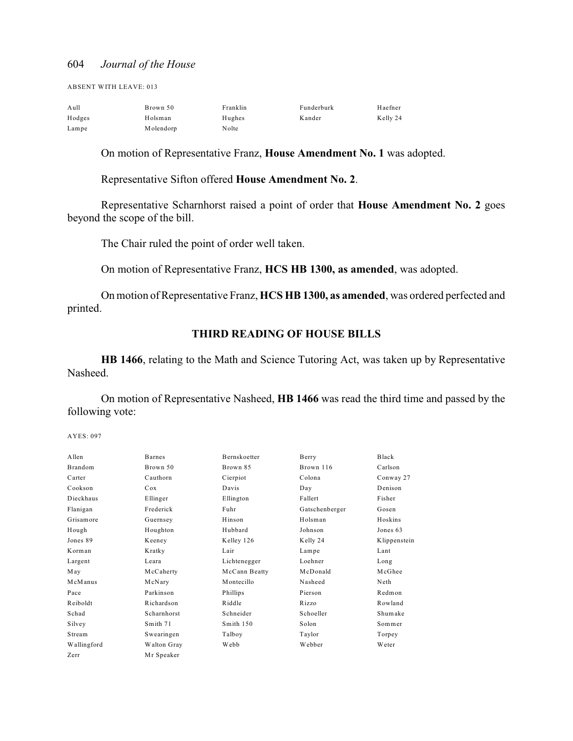ABSENT WITH LEAVE: 013

| | | | | |
|---|---|---|---|---|
| Aull | Brown 50 | Franklin | Funderburk | Haefner |
| Hodges | Holsman | Hughes | Kander | Kelly 24 |
| Lampe | Molendorp | Nolte | | |

On motion of Representative Franz, **House Amendment No. 1** was adopted.

Representative Sifton offered **House Amendment No. 2**.

Representative Scharnhorst raised a point of order that **House Amendment No. 2** goes beyond the scope of the bill.

The Chair ruled the point of order well taken.

On motion of Representative Franz, **HCS HB 1300, as amended**, was adopted.

On motion of Representative Franz, **HCS HB 1300, as amended**, was ordered perfected and printed.

## THIRD READING OF HOUSE BILLS

**HB 1466**, relating to the Math and Science Tutoring Act, was taken up by Representative Nasheed.

On motion of Representative Nasheed, **HB 1466** was read the third time and passed by the following vote:

AYES: 097

| | | | | |
|---|---|---|---|---|
| Allen | Barnes | Bernskoetter | Berry | Black |
| Brandom | Brown 50 | Brown 85 | Brown 116 | Carlson |
| Carter | Cauthorn | Cierpiot | Colona | Conway 27 |
| Cookson | Cox | Davis | Day | Denison |
| Dieckhaus | Ellinger | Ellington | Fallert | Fisher |
| Flanigan | Frederick | Fuhr | Gatschenberger | Gosen |
| Grisamore | Guernsey | Hinson | Holsman | Hoskins |
| Hough | Houghton | Hubbard | Johnson | Jones 63 |
| Jones 89 | Keeney | Kelley 126 | Kelly 24 | Klippenstein |
| Korman | Kratky | Lair | Lampe | Lant |
| Largent | Leara | Lichtenegger | Loehner | Long |
| May | McCaherty | McCann Beatty | McDonald | McGhee |
| McManus | McNary | Montecillo | Nasheed | Neth |
| Pace | Parkinson | Phillips | Pierson | Redmon |
| Reiboldt | Richardson | Riddle | Rizzo | Rowland |
| Schad | Scharnhorst | Schneider | Schoeller | Shumake |
| Silvey | Smith 71 | Smith 150 | Solon | Sommer |
| Stream | Swearingen | Talboy | Taylor | Torpey |
| Wallingford | Walton Gray | Webb | Webber | Weter |
| Zerr | Mr Speaker | | | |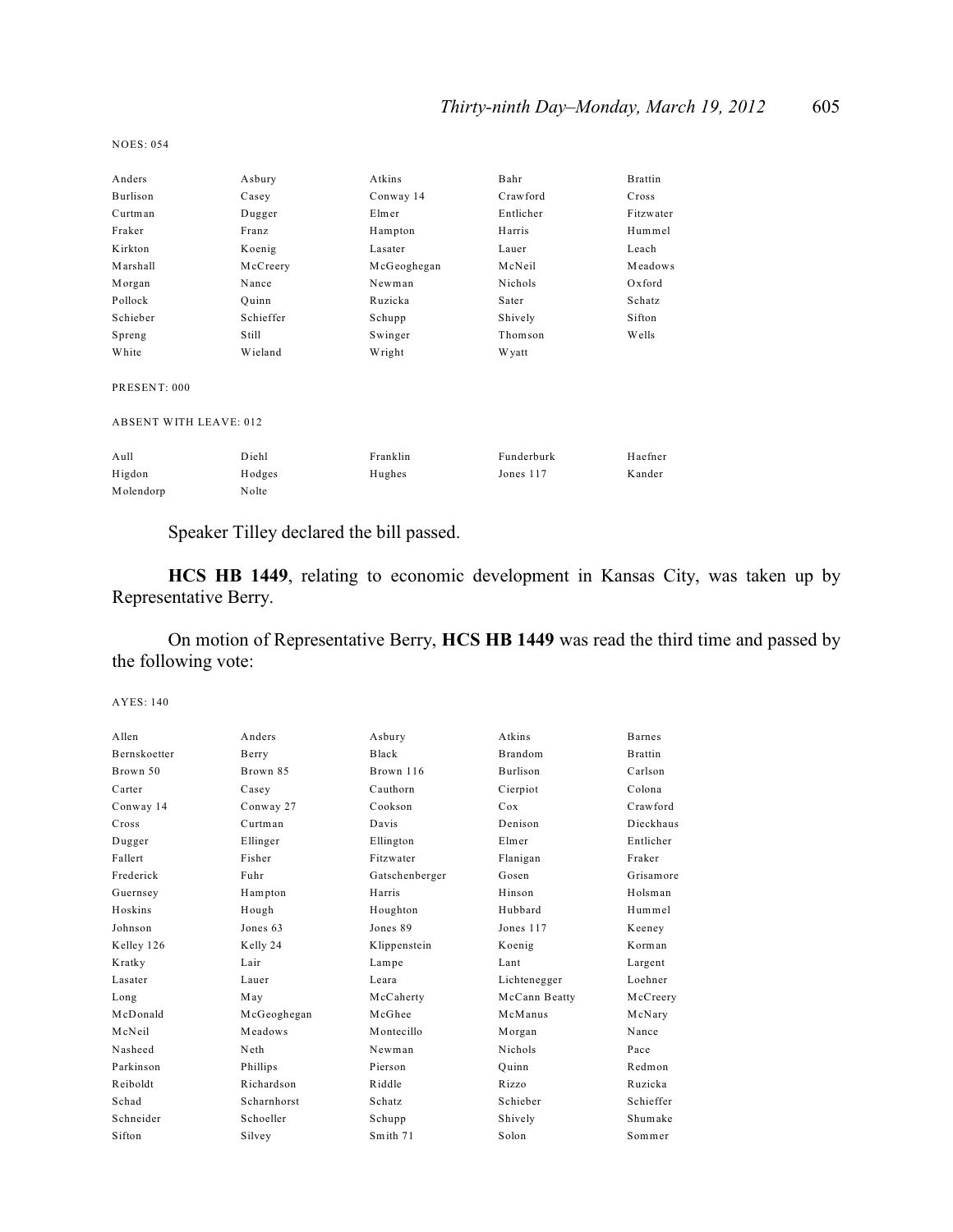NOES: 054

| | | | | |
|---|---|---|---|---|
| Anders | Asbury | Atkins | Bahr | Brattin |
| Burlison | Casey | Conway 14 | Crawford | Cross |
| Curtman | Dugger | Elmer | Entlicher | Fitzwater |
| Fraker | Franz | Hampton | Harris | Hummel |
| Kirkton | Koenig | Lasater | Lauer | Leach |
| Marshall | McCreery | McGeoghegan | McNeil | Meadows |
| Morgan | Nance | Newman | Nichols | Oxford |
| Pollock | Quinn | Ruzicka | Sater | Schatz |
| Schieber | Schieffer | Schupp | Shively | Sifton |
| Spreng | Still | Swinger | Thomson | Wells |
| White | Wieland | Wright | Wyatt | |

PRESENT: 000

ABSENT WITH LEAVE: 012

| | | | | |
|---|---|---|---|---|
| Aull | Diehl | Franklin | Funderburk | Haefner |
| Higdon | Hodges | Hughes | Jones 117 | Kander |
| Molendorp | Nolte | | | |

Speaker Tilley declared the bill passed.

**HCS HB 1449**, relating to economic development in Kansas City, was taken up by Representative Berry.

On motion of Representative Berry, **HCS HB 1449** was read the third time and passed by the following vote:

AYES: 140

| | | | | |
|---|---|---|---|---|
| Allen | Anders | Asbury | Atkins | Barnes |
| Bernskoetter | Berry | Black | Brandom | Brattin |
| Brown 50 | Brown 85 | Brown 116 | Burlison | Carlson |
| Carter | Casey | Cauthorn | Cierpiot | Colona |
| Conway 14 | Conway 27 | Cookson | Cox | Crawford |
| Cross | Curtman | Davis | Denison | Dieckhaus |
| Dugger | Ellinger | Ellington | Elmer | Entlicher |
| Fallert | Fisher | Fitzwater | Flanigan | Fraker |
| Frederick | Fuhr | Gatschenberger | Gosen | Grisamore |
| Guernsey | Hampton | Harris | Hinson | Holsman |
| Hoskins | Hough | Houghton | Hubbard | Hummel |
| Johnson | Jones 63 | Jones 89 | Jones 117 | Keeney |
| Kelley 126 | Kelly 24 | Klippenstein | Koenig | Korman |
| Kratky | Lair | Lampe | Lant | Largent |
| Lasater | Lauer | Leara | Lichtenegger | Loehner |
| Long | May | McCaherty | McCann Beatty | McCreery |
| McDonald | McGeoghegan | McGhee | McManus | McNary |
| McNeil | Meadows | Montecillo | Morgan | Nance |
| Nasheed | Neth | Newman | Nichols | Pace |
| Parkinson | Phillips | Pierson | Quinn | Redmon |
| Reiboldt | Richardson | Riddle | Rizzo | Ruzicka |
| Schad | Scharnhorst | Schatz | Schieber | Schieffer |
| Schneider | Schoeller | Schupp | Shively | Shumake |
| Sifton | Silvey | Smith 71 | Solon | Sommer |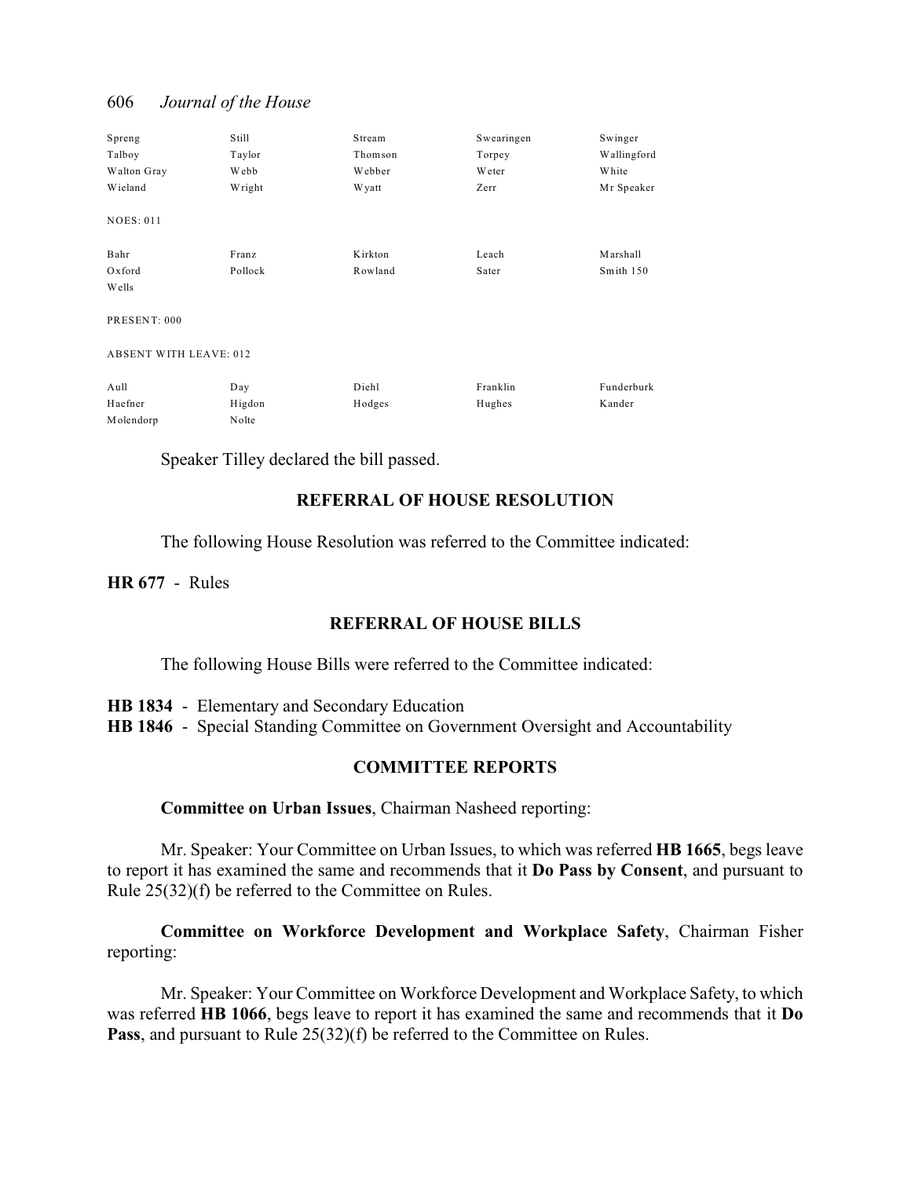| | | | | |
|---|---|---|---|---|
| Spreng | Still | Stream | Swearingen | Swinger |
| Talboy | Taylor | Thomson | Torpey | Wallingford |
| Walton Gray | Webb | Webber | Weter | White |
| Wieland | Wright | Wyatt | Zerr | Mr Speaker |

NOES: 011

| | | | | |
|---|---|---|---|---|
| Bahr | Franz | Kirkton | Leach | Marshall |
| Oxford | Pollock | Rowland | Sater | Smith 150 |
| Wells | | | | |

PRESENT: 000

ABSENT WITH LEAVE: 012

| | | | | |
|---|---|---|---|---|
| Aull | Day | Diehl | Franklin | Funderburk |
| Haefner | Higdon | Hodges | Hughes | Kander |
| Molendorp | Nolte | | | |

Speaker Tilley declared the bill passed.

## REFERRAL OF HOUSE RESOLUTION

The following House Resolution was referred to the Committee indicated:

**HR 677** - Rules

## REFERRAL OF HOUSE BILLS

The following House Bills were referred to the Committee indicated:

**HB 1834** - Elementary and Secondary Education
**HB 1846** - Special Standing Committee on Government Oversight and Accountability

## COMMITTEE REPORTS

**Committee on Urban Issues**, Chairman Nasheed reporting:

Mr. Speaker: Your Committee on Urban Issues, to which was referred **HB 1665**, begs leave to report it has examined the same and recommends that it **Do Pass by Consent**, and pursuant to Rule 25(32)(f) be referred to the Committee on Rules.

**Committee on Workforce Development and Workplace Safety**, Chairman Fisher reporting:

Mr. Speaker: Your Committee on Workforce Development and Workplace Safety, to which was referred **HB 1066**, begs leave to report it has examined the same and recommends that it **Do Pass**, and pursuant to Rule 25(32)(f) be referred to the Committee on Rules.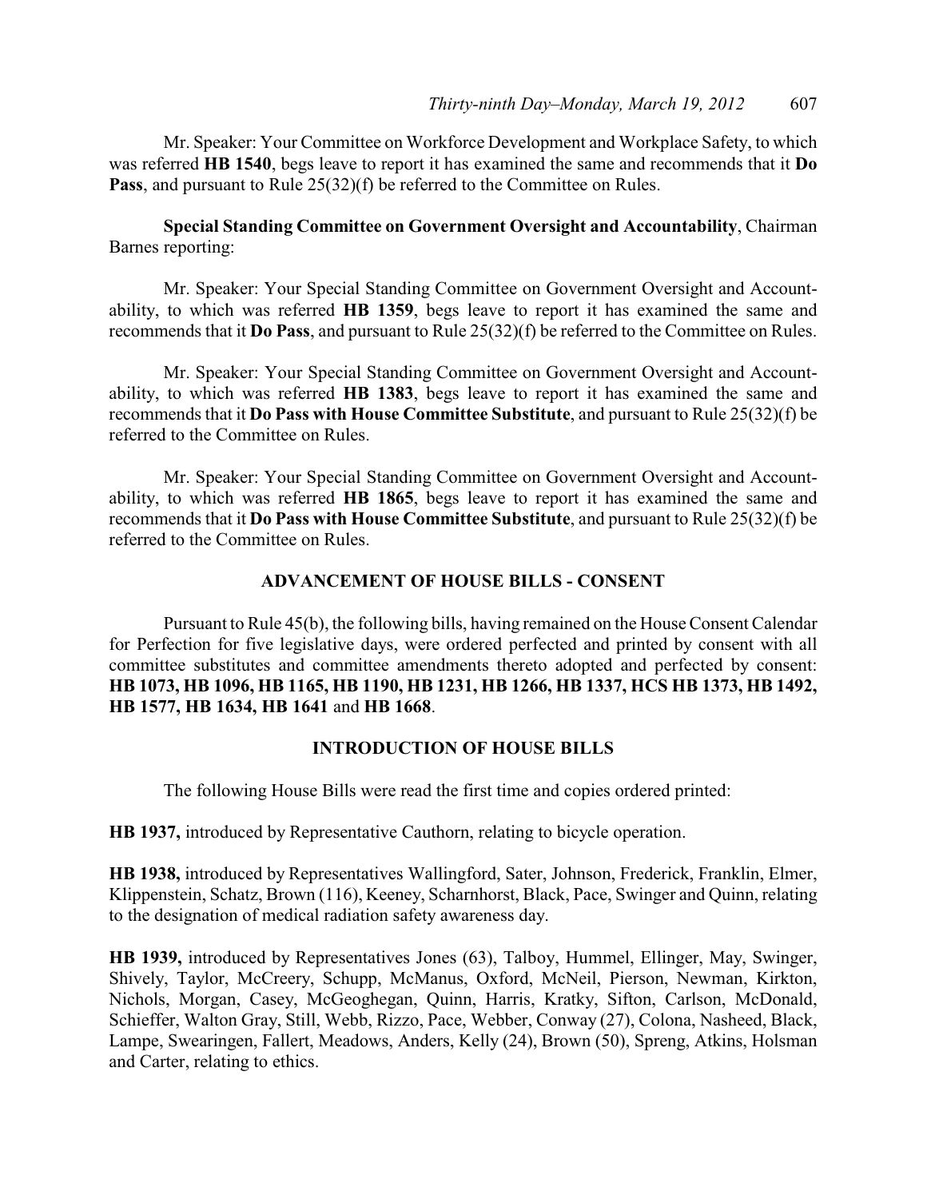Mr. Speaker: Your Committee on Workforce Development and Workplace Safety, to which was referred **HB 1540**, begs leave to report it has examined the same and recommends that it **Do Pass**, and pursuant to Rule 25(32)(f) be referred to the Committee on Rules.

**Special Standing Committee on Government Oversight and Accountability**, Chairman Barnes reporting:

Mr. Speaker: Your Special Standing Committee on Government Oversight and Accountability, to which was referred **HB 1359**, begs leave to report it has examined the same and recommends that it **Do Pass**, and pursuant to Rule 25(32)(f) be referred to the Committee on Rules.

Mr. Speaker: Your Special Standing Committee on Government Oversight and Accountability, to which was referred **HB 1383**, begs leave to report it has examined the same and recommends that it **Do Pass with House Committee Substitute**, and pursuant to Rule 25(32)(f) be referred to the Committee on Rules.

Mr. Speaker: Your Special Standing Committee on Government Oversight and Accountability, to which was referred **HB 1865**, begs leave to report it has examined the same and recommends that it **Do Pass with House Committee Substitute**, and pursuant to Rule 25(32)(f) be referred to the Committee on Rules.

## ADVANCEMENT OF HOUSE BILLS - CONSENT

Pursuant to Rule 45(b), the following bills, having remained on the House Consent Calendar for Perfection for five legislative days, were ordered perfected and printed by consent with all committee substitutes and committee amendments thereto adopted and perfected by consent: **HB 1073, HB 1096, HB 1165, HB 1190, HB 1231, HB 1266, HB 1337, HCS HB 1373, HB 1492, HB 1577, HB 1634, HB 1641** and **HB 1668**.

## INTRODUCTION OF HOUSE BILLS

The following House Bills were read the first time and copies ordered printed:

**HB 1937,** introduced by Representative Cauthorn, relating to bicycle operation.

**HB 1938,** introduced by Representatives Wallingford, Sater, Johnson, Frederick, Franklin, Elmer, Klippenstein, Schatz, Brown (116), Keeney, Scharnhorst, Black, Pace, Swinger and Quinn, relating to the designation of medical radiation safety awareness day.

**HB 1939,** introduced by Representatives Jones (63), Talboy, Hummel, Ellinger, May, Swinger, Shively, Taylor, McCreery, Schupp, McManus, Oxford, McNeil, Pierson, Newman, Kirkton, Nichols, Morgan, Casey, McGeoghegan, Quinn, Harris, Kratky, Sifton, Carlson, McDonald, Schieffer, Walton Gray, Still, Webb, Rizzo, Pace, Webber, Conway (27), Colona, Nasheed, Black, Lampe, Swearingen, Fallert, Meadows, Anders, Kelly (24), Brown (50), Spreng, Atkins, Holsman and Carter, relating to ethics.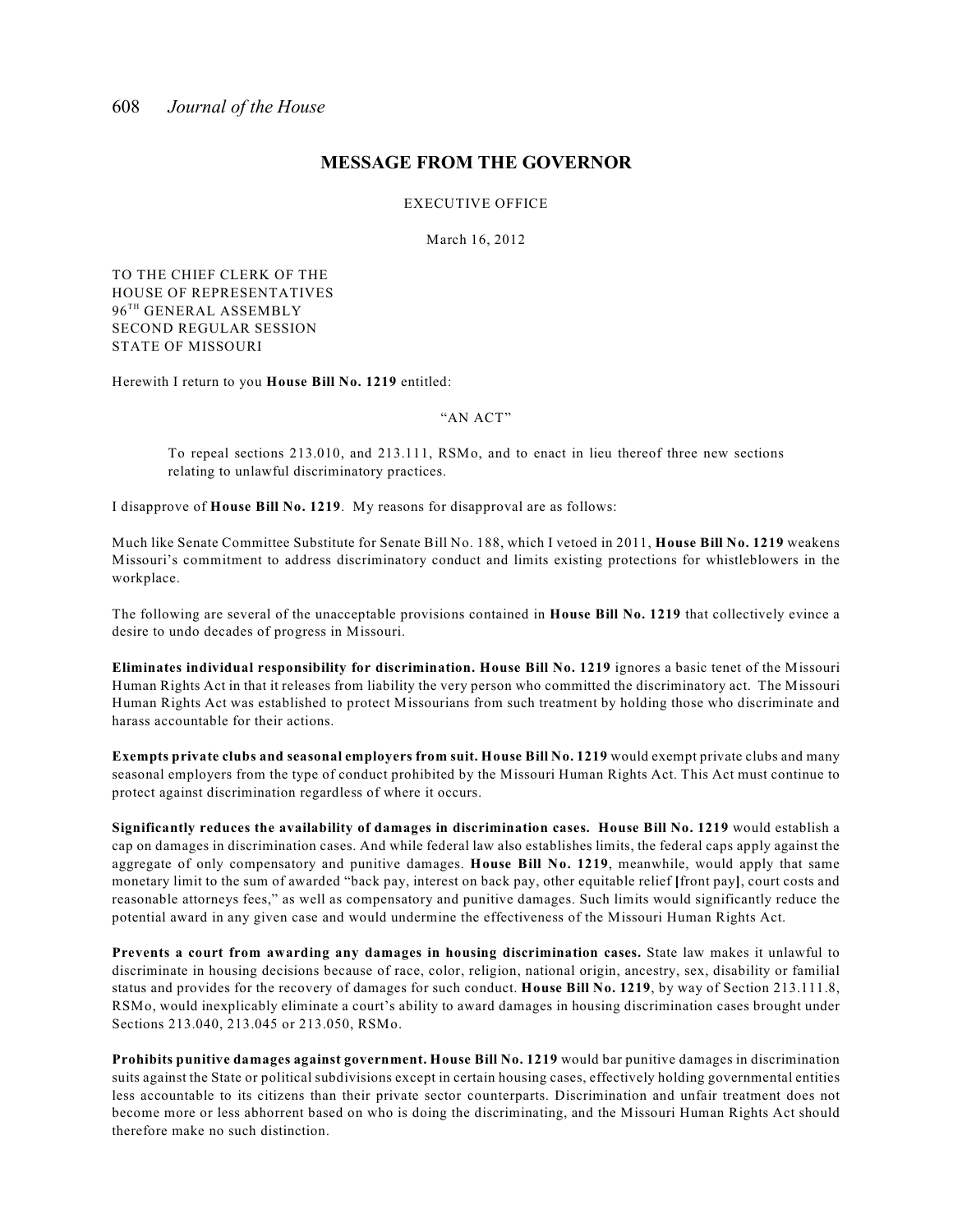## MESSAGE FROM THE GOVERNOR

EXECUTIVE OFFICE

March 16, 2012

TO THE CHIEF CLERK OF THE
HOUSE OF REPRESENTATIVES
96TH GENERAL ASSEMBLY
SECOND REGULAR SESSION
STATE OF MISSOURI

Herewith I return to you **House Bill No. 1219** entitled:

"AN ACT"

> To repeal sections 213.010, and 213.111, RSMo, and to enact in lieu thereof three new sections relating to unlawful discriminatory practices.

I disapprove of **House Bill No. 1219**. My reasons for disapproval are as follows:

Much like Senate Committee Substitute for Senate Bill No. 188, which I vetoed in 2011, **House Bill No. 1219** weakens Missouri's commitment to address discriminatory conduct and limits existing protections for whistleblowers in the workplace.

The following are several of the unacceptable provisions contained in **House Bill No. 1219** that collectively evince a desire to undo decades of progress in Missouri.

**Eliminates individual responsibility for discrimination. House Bill No. 1219** ignores a basic tenet of the Missouri Human Rights Act in that it releases from liability the very person who committed the discriminatory act. The Missouri Human Rights Act was established to protect Missourians from such treatment by holding those who discriminate and harass accountable for their actions.

**Exempts private clubs and seasonal employers from suit. House Bill No. 1219** would exempt private clubs and many seasonal employers from the type of conduct prohibited by the Missouri Human Rights Act. This Act must continue to protect against discrimination regardless of where it occurs.

**Significantly reduces the availability of damages in discrimination cases. House Bill No. 1219** would establish a cap on damages in discrimination cases. And while federal law also establishes limits, the federal caps apply against the aggregate of only compensatory and punitive damages. **House Bill No. 1219**, meanwhile, would apply that same monetary limit to the sum of awarded "back pay, interest on back pay, other equitable relief **[**front pay**]**, court costs and reasonable attorneys fees," as well as compensatory and punitive damages. Such limits would significantly reduce the potential award in any given case and would undermine the effectiveness of the Missouri Human Rights Act.

**Prevents a court from awarding any damages in housing discrimination cases.** State law makes it unlawful to discriminate in housing decisions because of race, color, religion, national origin, ancestry, sex, disability or familial status and provides for the recovery of damages for such conduct. **House Bill No. 1219**, by way of Section 213.111.8, RSMo, would inexplicably eliminate a court's ability to award damages in housing discrimination cases brought under Sections 213.040, 213.045 or 213.050, RSMo.

**Prohibits punitive damages against government. House Bill No. 1219** would bar punitive damages in discrimination suits against the State or political subdivisions except in certain housing cases, effectively holding governmental entities less accountable to its citizens than their private sector counterparts. Discrimination and unfair treatment does not become more or less abhorrent based on who is doing the discriminating, and the Missouri Human Rights Act should therefore make no such distinction.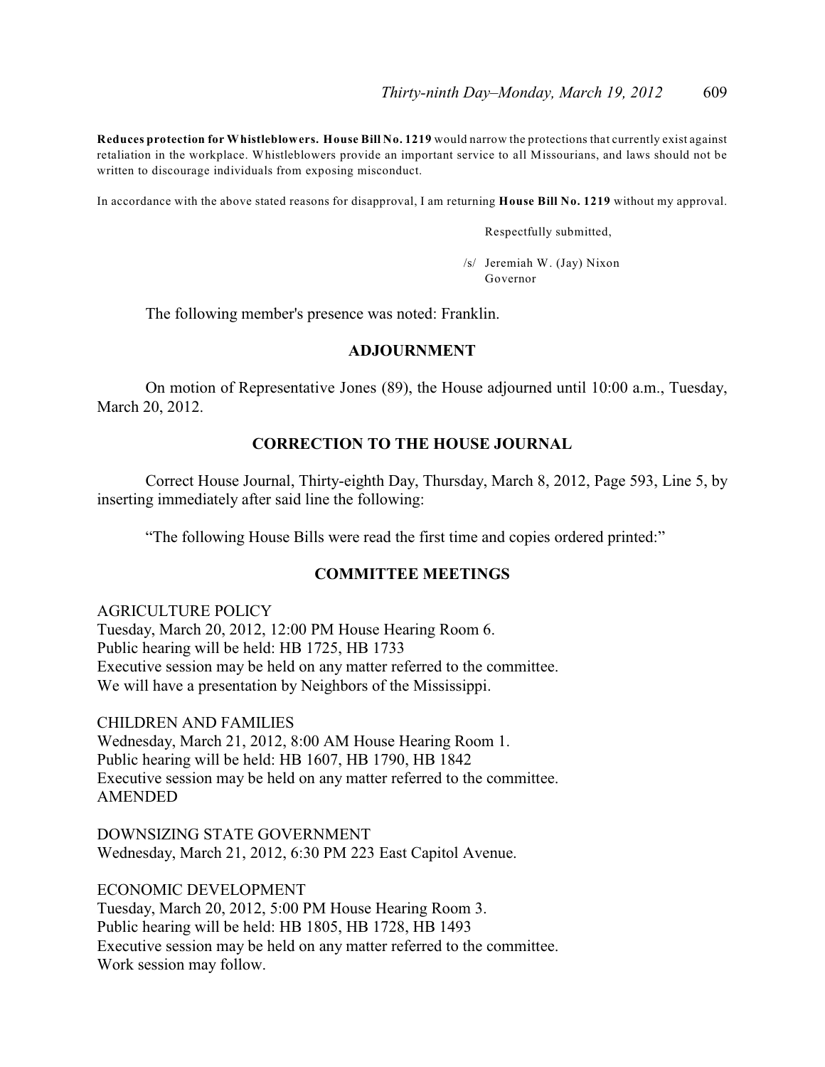**Reduces protection for Whistleblowers. House Bill No. 1219** would narrow the protections that currently exist against retaliation in the workplace. Whistleblowers provide an important service to all Missourians, and laws should not be written to discourage individuals from exposing misconduct.

In accordance with the above stated reasons for disapproval, I am returning **House Bill No. 1219** without my approval.

Respectfully submitted,

/s/ Jeremiah W. (Jay) Nixon
Governor

The following member's presence was noted: Franklin.

## ADJOURNMENT

On motion of Representative Jones (89), the House adjourned until 10:00 a.m., Tuesday, March 20, 2012.

## CORRECTION TO THE HOUSE JOURNAL

Correct House Journal, Thirty-eighth Day, Thursday, March 8, 2012, Page 593, Line 5, by inserting immediately after said line the following:

"The following House Bills were read the first time and copies ordered printed:"

## COMMITTEE MEETINGS

AGRICULTURE POLICY
Tuesday, March 20, 2012, 12:00 PM House Hearing Room 6.
Public hearing will be held: HB 1725, HB 1733
Executive session may be held on any matter referred to the committee.
We will have a presentation by Neighbors of the Mississippi.

CHILDREN AND FAMILIES
Wednesday, March 21, 2012, 8:00 AM House Hearing Room 1.
Public hearing will be held: HB 1607, HB 1790, HB 1842
Executive session may be held on any matter referred to the committee.
AMENDED

DOWNSIZING STATE GOVERNMENT
Wednesday, March 21, 2012, 6:30 PM 223 East Capitol Avenue.

ECONOMIC DEVELOPMENT
Tuesday, March 20, 2012, 5:00 PM House Hearing Room 3.
Public hearing will be held: HB 1805, HB 1728, HB 1493
Executive session may be held on any matter referred to the committee.
Work session may follow.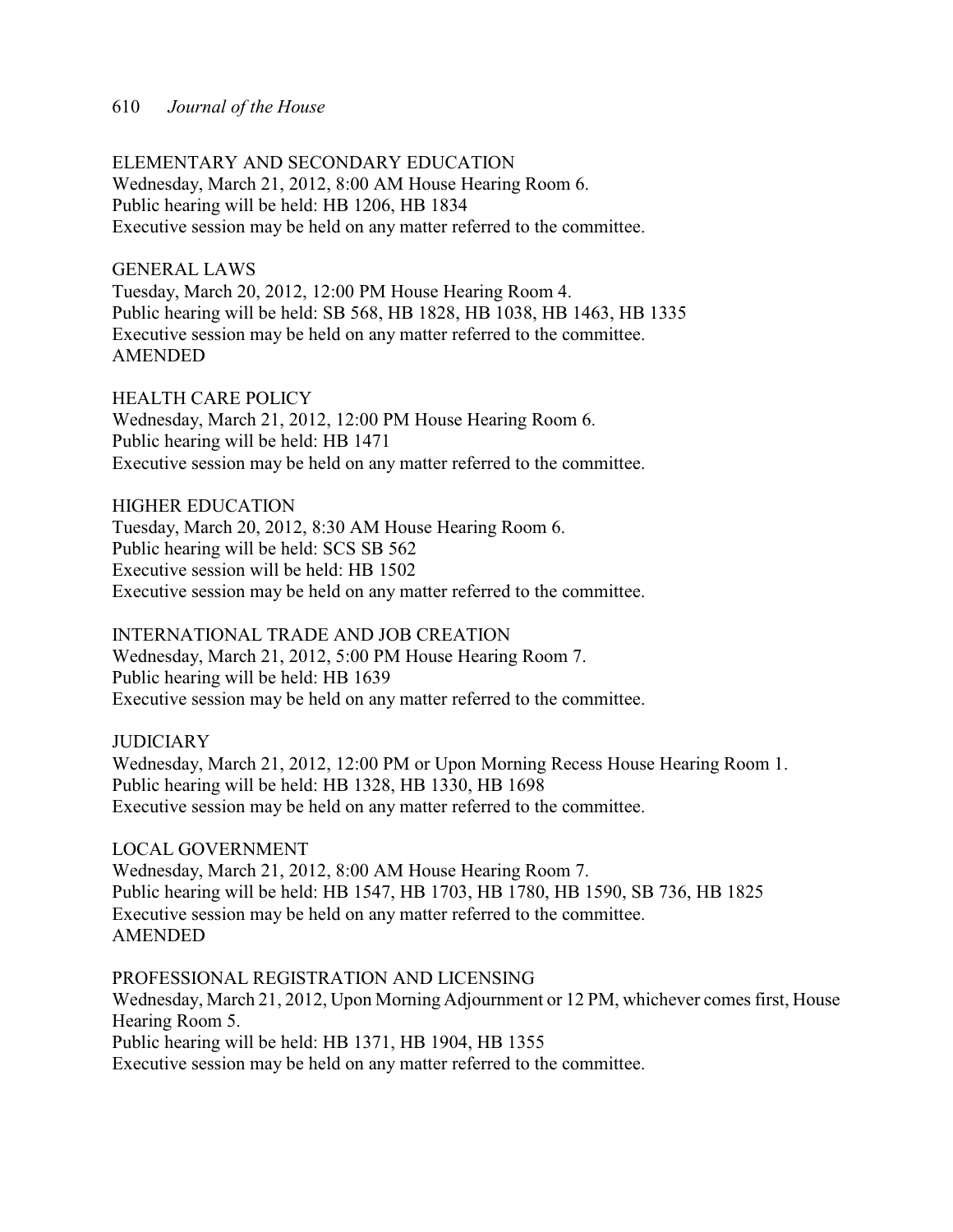ELEMENTARY AND SECONDARY EDUCATION
Wednesday, March 21, 2012, 8:00 AM House Hearing Room 6.
Public hearing will be held: HB 1206, HB 1834
Executive session may be held on any matter referred to the committee.

GENERAL LAWS
Tuesday, March 20, 2012, 12:00 PM House Hearing Room 4.
Public hearing will be held: SB 568, HB 1828, HB 1038, HB 1463, HB 1335
Executive session may be held on any matter referred to the committee.
AMENDED

HEALTH CARE POLICY
Wednesday, March 21, 2012, 12:00 PM House Hearing Room 6.
Public hearing will be held: HB 1471
Executive session may be held on any matter referred to the committee.

HIGHER EDUCATION
Tuesday, March 20, 2012, 8:30 AM House Hearing Room 6.
Public hearing will be held: SCS SB 562
Executive session will be held: HB 1502
Executive session may be held on any matter referred to the committee.

INTERNATIONAL TRADE AND JOB CREATION
Wednesday, March 21, 2012, 5:00 PM House Hearing Room 7.
Public hearing will be held: HB 1639
Executive session may be held on any matter referred to the committee.

JUDICIARY
Wednesday, March 21, 2012, 12:00 PM or Upon Morning Recess House Hearing Room 1.
Public hearing will be held: HB 1328, HB 1330, HB 1698
Executive session may be held on any matter referred to the committee.

LOCAL GOVERNMENT
Wednesday, March 21, 2012, 8:00 AM House Hearing Room 7.
Public hearing will be held: HB 1547, HB 1703, HB 1780, HB 1590, SB 736, HB 1825
Executive session may be held on any matter referred to the committee.
AMENDED

PROFESSIONAL REGISTRATION AND LICENSING
Wednesday, March 21, 2012, Upon Morning Adjournment or 12 PM, whichever comes first, House Hearing Room 5.
Public hearing will be held: HB 1371, HB 1904, HB 1355
Executive session may be held on any matter referred to the committee.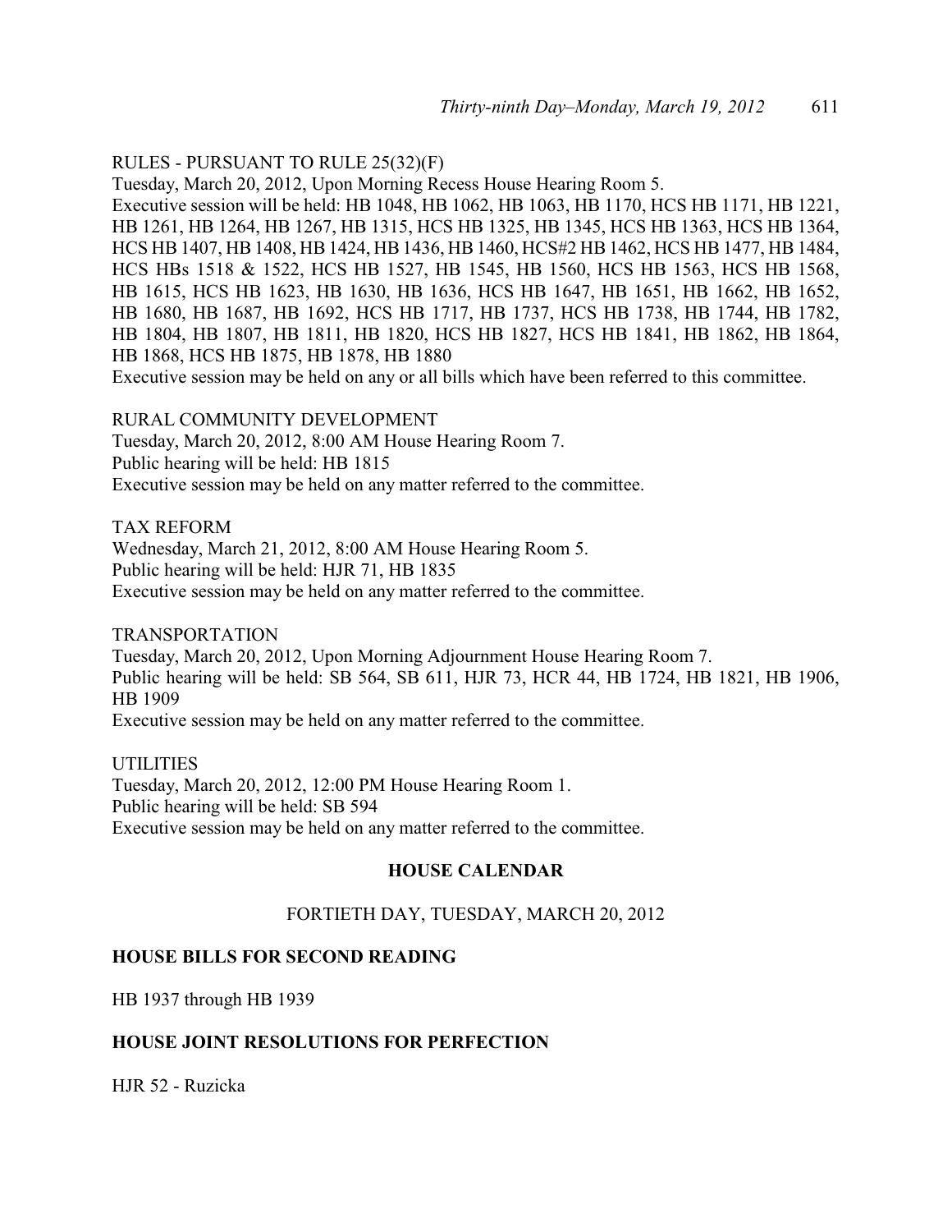RULES - PURSUANT TO RULE 25(32)(F)
Tuesday, March 20, 2012, Upon Morning Recess House Hearing Room 5.
Executive session will be held: HB 1048, HB 1062, HB 1063, HB 1170, HCS HB 1171, HB 1221, HB 1261, HB 1264, HB 1267, HB 1315, HCS HB 1325, HB 1345, HCS HB 1363, HCS HB 1364, HCS HB 1407, HB 1408, HB 1424, HB 1436, HB 1460, HCS#2 HB 1462, HCS HB 1477, HB 1484, HCS HBs 1518 & 1522, HCS HB 1527, HB 1545, HB 1560, HCS HB 1563, HCS HB 1568, HB 1615, HCS HB 1623, HB 1630, HB 1636, HCS HB 1647, HB 1651, HB 1662, HB 1652, HB 1680, HB 1687, HB 1692, HCS HB 1717, HB 1737, HCS HB 1738, HB 1744, HB 1782, HB 1804, HB 1807, HB 1811, HB 1820, HCS HB 1827, HCS HB 1841, HB 1862, HB 1864, HB 1868, HCS HB 1875, HB 1878, HB 1880
Executive session may be held on any or all bills which have been referred to this committee.

RURAL COMMUNITY DEVELOPMENT
Tuesday, March 20, 2012, 8:00 AM House Hearing Room 7.
Public hearing will be held: HB 1815
Executive session may be held on any matter referred to the committee.

TAX REFORM
Wednesday, March 21, 2012, 8:00 AM House Hearing Room 5.
Public hearing will be held: HJR 71, HB 1835
Executive session may be held on any matter referred to the committee.

TRANSPORTATION
Tuesday, March 20, 2012, Upon Morning Adjournment House Hearing Room 7.
Public hearing will be held: SB 564, SB 611, HJR 73, HCR 44, HB 1724, HB 1821, HB 1906, HB 1909
Executive session may be held on any matter referred to the committee.

UTILITIES
Tuesday, March 20, 2012, 12:00 PM House Hearing Room 1.
Public hearing will be held: SB 594
Executive session may be held on any matter referred to the committee.

## HOUSE CALENDAR

FORTIETH DAY, TUESDAY, MARCH 20, 2012

### HOUSE BILLS FOR SECOND READING

HB 1937 through HB 1939

### HOUSE JOINT RESOLUTIONS FOR PERFECTION

HJR 52 - Ruzicka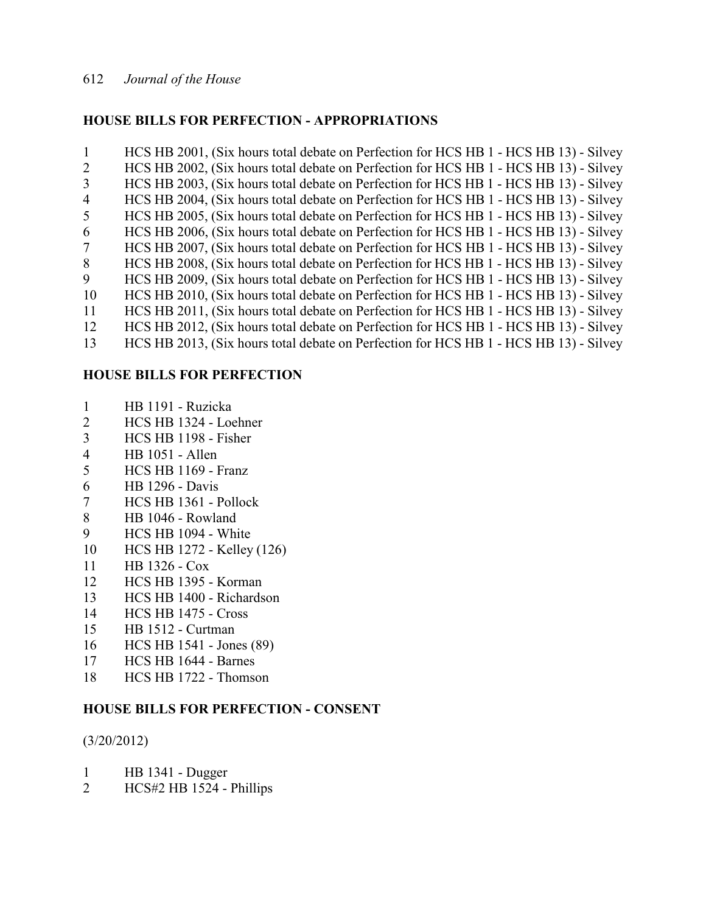## HOUSE BILLS FOR PERFECTION - APPROPRIATIONS

1 HCS HB 2001, (Six hours total debate on Perfection for HCS HB 1 - HCS HB 13) - Silvey
2 HCS HB 2002, (Six hours total debate on Perfection for HCS HB 1 - HCS HB 13) - Silvey
3 HCS HB 2003, (Six hours total debate on Perfection for HCS HB 1 - HCS HB 13) - Silvey
4 HCS HB 2004, (Six hours total debate on Perfection for HCS HB 1 - HCS HB 13) - Silvey
5 HCS HB 2005, (Six hours total debate on Perfection for HCS HB 1 - HCS HB 13) - Silvey
6 HCS HB 2006, (Six hours total debate on Perfection for HCS HB 1 - HCS HB 13) - Silvey
7 HCS HB 2007, (Six hours total debate on Perfection for HCS HB 1 - HCS HB 13) - Silvey
8 HCS HB 2008, (Six hours total debate on Perfection for HCS HB 1 - HCS HB 13) - Silvey
9 HCS HB 2009, (Six hours total debate on Perfection for HCS HB 1 - HCS HB 13) - Silvey
10 HCS HB 2010, (Six hours total debate on Perfection for HCS HB 1 - HCS HB 13) - Silvey
11 HCS HB 2011, (Six hours total debate on Perfection for HCS HB 1 - HCS HB 13) - Silvey
12 HCS HB 2012, (Six hours total debate on Perfection for HCS HB 1 - HCS HB 13) - Silvey
13 HCS HB 2013, (Six hours total debate on Perfection for HCS HB 1 - HCS HB 13) - Silvey

## HOUSE BILLS FOR PERFECTION

1 HB 1191 - Ruzicka
2 HCS HB 1324 - Loehner
3 HCS HB 1198 - Fisher
4 HB 1051 - Allen
5 HCS HB 1169 - Franz
6 HB 1296 - Davis
7 HCS HB 1361 - Pollock
8 HB 1046 - Rowland
9 HCS HB 1094 - White
10 HCS HB 1272 - Kelley (126)
11 HB 1326 - Cox
12 HCS HB 1395 - Korman
13 HCS HB 1400 - Richardson
14 HCS HB 1475 - Cross
15 HB 1512 - Curtman
16 HCS HB 1541 - Jones (89)
17 HCS HB 1644 - Barnes
18 HCS HB 1722 - Thomson

## HOUSE BILLS FOR PERFECTION - CONSENT

(3/20/2012)

1 HB 1341 - Dugger
2 HCS#2 HB 1524 - Phillips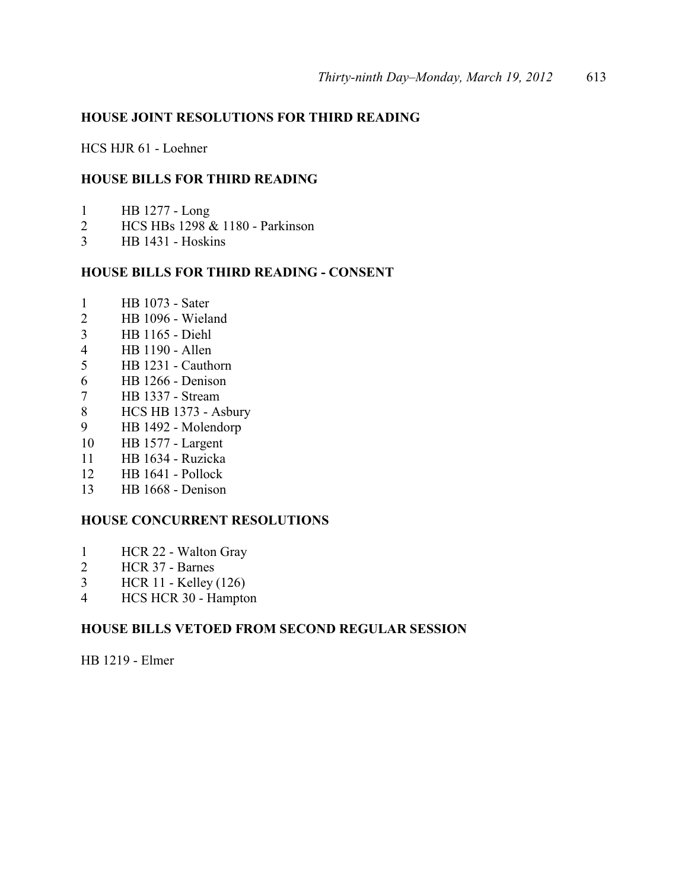## HOUSE JOINT RESOLUTIONS FOR THIRD READING

HCS HJR 61 - Loehner

## HOUSE BILLS FOR THIRD READING

1 HB 1277 - Long
2 HCS HBs 1298 & 1180 - Parkinson
3 HB 1431 - Hoskins

## HOUSE BILLS FOR THIRD READING - CONSENT

1 HB 1073 - Sater
2 HB 1096 - Wieland
3 HB 1165 - Diehl
4 HB 1190 - Allen
5 HB 1231 - Cauthorn
6 HB 1266 - Denison
7 HB 1337 - Stream
8 HCS HB 1373 - Asbury
9 HB 1492 - Molendorp
10 HB 1577 - Largent
11 HB 1634 - Ruzicka
12 HB 1641 - Pollock
13 HB 1668 - Denison

## HOUSE CONCURRENT RESOLUTIONS

1 HCR 22 - Walton Gray
2 HCR 37 - Barnes
3 HCR 11 - Kelley (126)
4 HCS HCR 30 - Hampton

## HOUSE BILLS VETOED FROM SECOND REGULAR SESSION

HB 1219 - Elmer